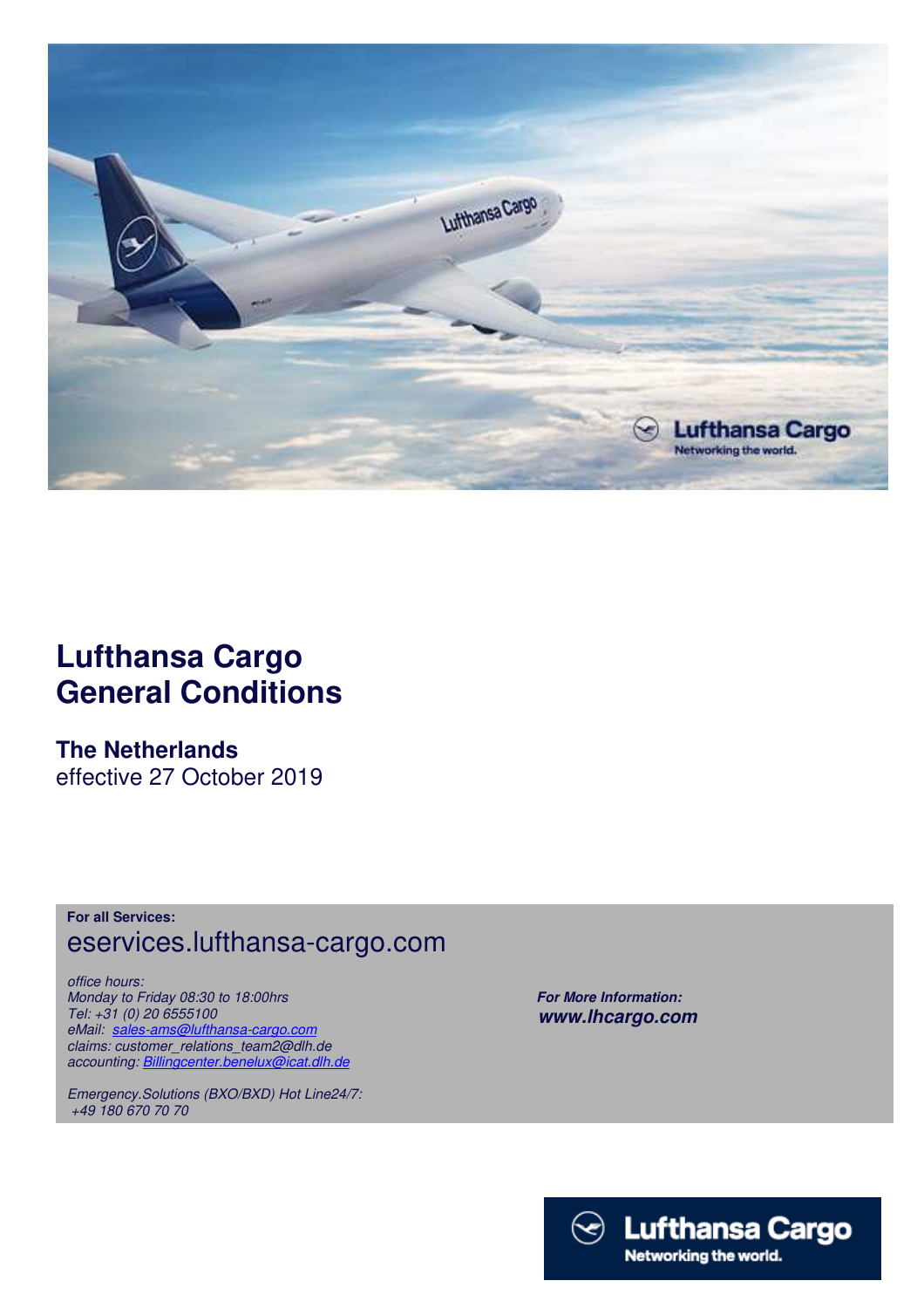# Lufthansa Cargo General Conditions

## The Netherlands

effective 27 October 2019

**For all Services:**

eservices.lufthansa-cargo.com

*office hours:*
*Monday to Friday 08:30 to 18:00hrs*
*Tel: +31 (0) 20 6555100*
*eMail: sales-ams@lufthansa-cargo.com*
*claims: customer_relations_team2@dlh.de*
*accounting: Billingcenter.benelux@icat.dlh.de*

*Emergency.Solutions (BXO/BXD) Hot Line24/7:*
*+49 180 670 70 70*

***For More Information:***
***www.lhcargo.com***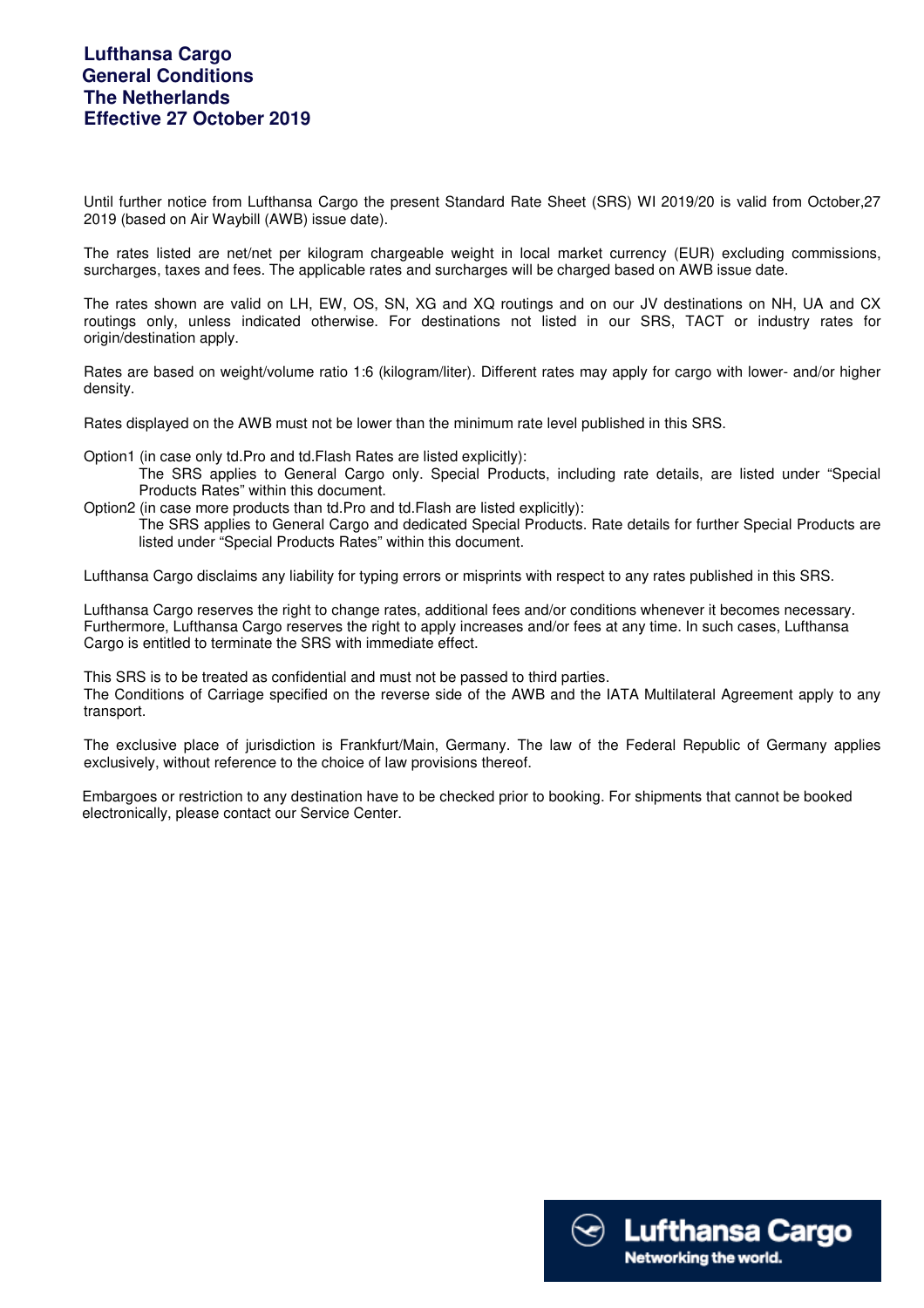# Lufthansa Cargo
# General Conditions
# The Netherlands
# Effective 27 October 2019

Until further notice from Lufthansa Cargo the present Standard Rate Sheet (SRS) WI 2019/20 is valid from October,27 2019 (based on Air Waybill (AWB) issue date).

The rates listed are net/net per kilogram chargeable weight in local market currency (EUR) excluding commissions, surcharges, taxes and fees. The applicable rates and surcharges will be charged based on AWB issue date.

The rates shown are valid on LH, EW, OS, SN, XG and XQ routings and on our JV destinations on NH, UA and CX routings only, unless indicated otherwise. For destinations not listed in our SRS, TACT or industry rates for origin/destination apply.

Rates are based on weight/volume ratio 1:6 (kilogram/liter). Different rates may apply for cargo with lower- and/or higher density.

Rates displayed on the AWB must not be lower than the minimum rate level published in this SRS.

Option1 (in case only td.Pro and td.Flash Rates are listed explicitly):
  The SRS applies to General Cargo only. Special Products, including rate details, are listed under "Special Products Rates" within this document.

Option2 (in case more products than td.Pro and td.Flash are listed explicitly):
  The SRS applies to General Cargo and dedicated Special Products. Rate details for further Special Products are listed under "Special Products Rates" within this document.

Lufthansa Cargo disclaims any liability for typing errors or misprints with respect to any rates published in this SRS.

Lufthansa Cargo reserves the right to change rates, additional fees and/or conditions whenever it becomes necessary. Furthermore, Lufthansa Cargo reserves the right to apply increases and/or fees at any time. In such cases, Lufthansa Cargo is entitled to terminate the SRS with immediate effect.

This SRS is to be treated as confidential and must not be passed to third parties.
The Conditions of Carriage specified on the reverse side of the AWB and the IATA Multilateral Agreement apply to any transport.

The exclusive place of jurisdiction is Frankfurt/Main, Germany. The law of the Federal Republic of Germany applies exclusively, without reference to the choice of law provisions thereof.

Embargoes or restriction to any destination have to be checked prior to booking. For shipments that cannot be booked electronically, please contact our Service Center.

Lufthansa Cargo
Networking the world.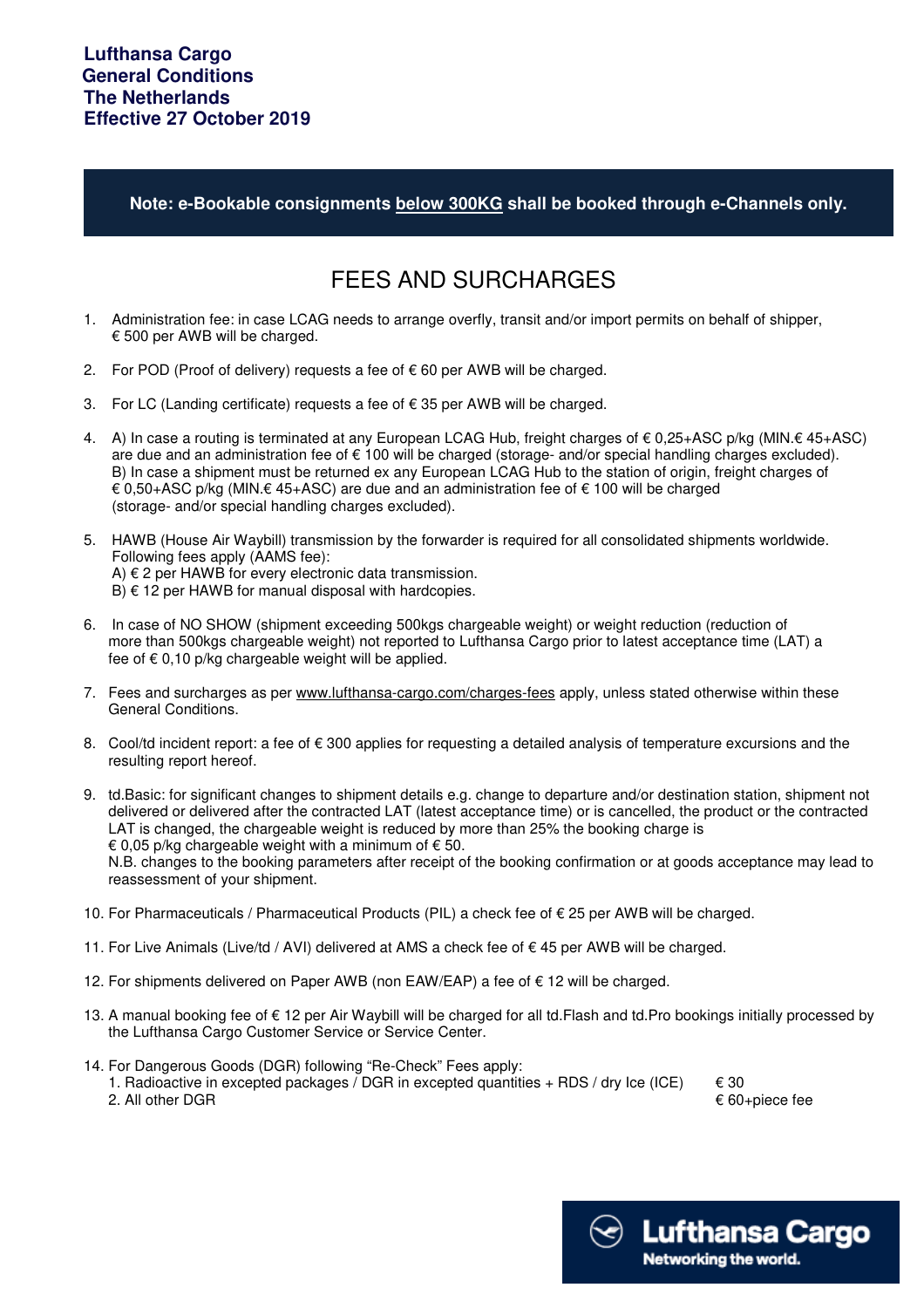**Lufthansa Cargo**
**General Conditions**
**The Netherlands**
**Effective 27 October 2019**

**Note: e-Bookable consignments below 300KG shall be booked through e-Channels only.**

# FEES AND SURCHARGES

1. Administration fee: in case LCAG needs to arrange overfly, transit and/or import permits on behalf of shipper, € 500 per AWB will be charged.

2. For POD (Proof of delivery) requests a fee of € 60 per AWB will be charged.

3. For LC (Landing certificate) requests a fee of € 35 per AWB will be charged.

4. A) In case a routing is terminated at any European LCAG Hub, freight charges of € 0,25+ASC p/kg (MIN.€ 45+ASC) are due and an administration fee of € 100 will be charged (storage- and/or special handling charges excluded).
   B) In case a shipment must be returned ex any European LCAG Hub to the station of origin, freight charges of € 0,50+ASC p/kg (MIN.€ 45+ASC) are due and an administration fee of € 100 will be charged (storage- and/or special handling charges excluded).

5. HAWB (House Air Waybill) transmission by the forwarder is required for all consolidated shipments worldwide. Following fees apply (AAMS fee):
   A) € 2 per HAWB for every electronic data transmission.
   B) € 12 per HAWB for manual disposal with hardcopies.

6. In case of NO SHOW (shipment exceeding 500kgs chargeable weight) or weight reduction (reduction of more than 500kgs chargeable weight) not reported to Lufthansa Cargo prior to latest acceptance time (LAT) a fee of € 0,10 p/kg chargeable weight will be applied.

7. Fees and surcharges as per www.lufthansa-cargo.com/charges-fees apply, unless stated otherwise within these General Conditions.

8. Cool/td incident report: a fee of € 300 applies for requesting a detailed analysis of temperature excursions and the resulting report hereof.

9. td.Basic: for significant changes to shipment details e.g. change to departure and/or destination station, shipment not delivered or delivered after the contracted LAT (latest acceptance time) or is cancelled, the product or the contracted LAT is changed, the chargeable weight is reduced by more than 25% the booking charge is € 0,05 p/kg chargeable weight with a minimum of € 50.
   N.B. changes to the booking parameters after receipt of the booking confirmation or at goods acceptance may lead to reassessment of your shipment.

10. For Pharmaceuticals / Pharmaceutical Products (PIL) a check fee of € 25 per AWB will be charged.

11. For Live Animals (Live/td / AVI) delivered at AMS a check fee of € 45 per AWB will be charged.

12. For shipments delivered on Paper AWB (non EAW/EAP) a fee of € 12 will be charged.

13. A manual booking fee of € 12 per Air Waybill will be charged for all td.Flash and td.Pro bookings initially processed by the Lufthansa Cargo Customer Service or Service Center.

14. For Dangerous Goods (DGR) following "Re-Check" Fees apply:
   1. Radioactive in excepted packages / DGR in excepted quantities + RDS / dry Ice (ICE) — € 30
   2. All other DGR — € 60+piece fee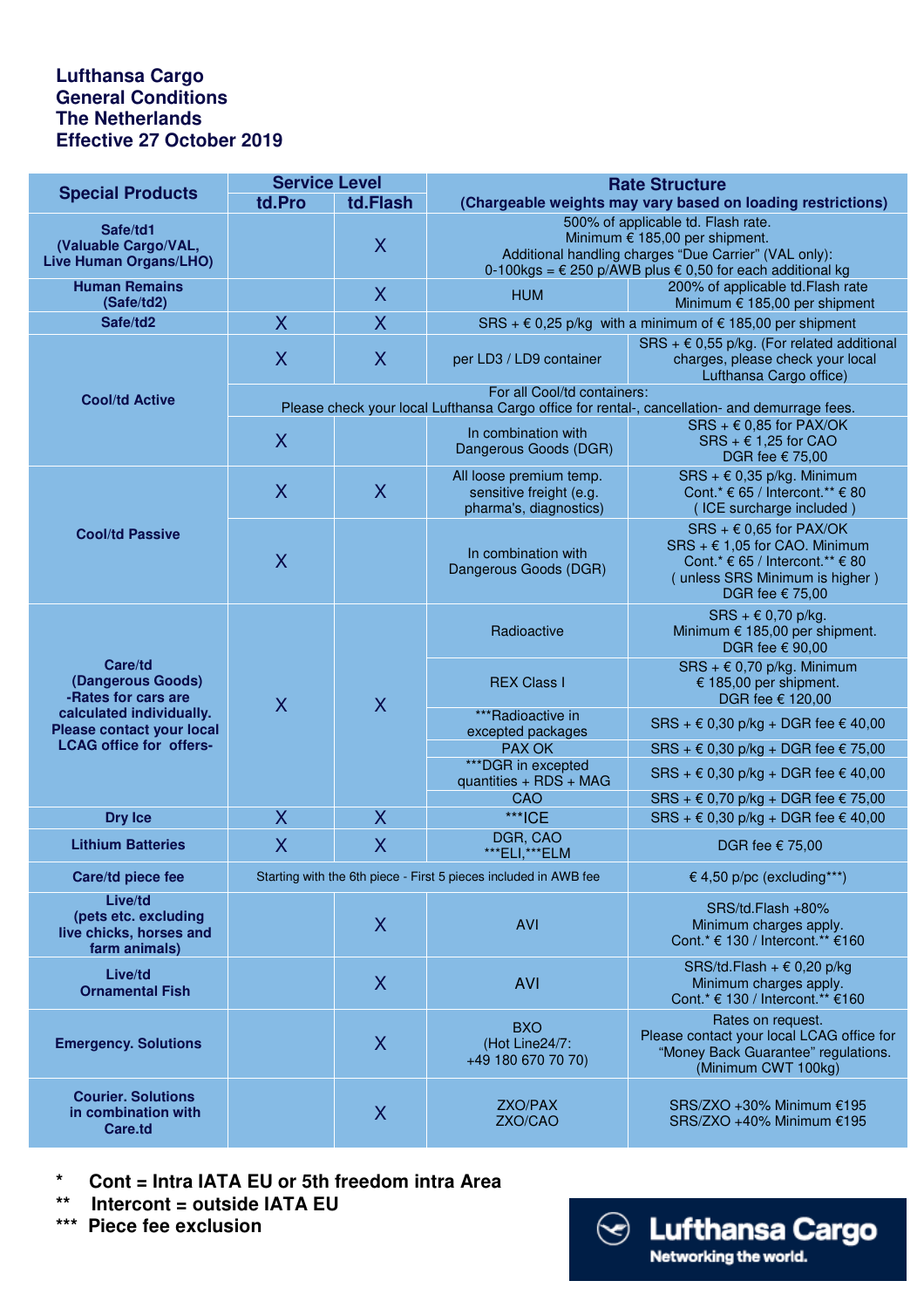**Lufthansa Cargo**
**General Conditions**
**The Netherlands**
**Effective 27 October 2019**

| Special Products | Service Level | | Rate Structure (Chargeable weights may vary based on loading restrictions) | |
|---|---|---|---|---|
| | td.Pro | td.Flash | | |
| Safe/td1 (Valuable Cargo/VAL, Live Human Organs/LHO) | | X | 500% of applicable td. Flash rate. Minimum € 185,00 per shipment. Additional handling charges "Due Carrier" (VAL only): 0-100kgs = € 250 p/AWB plus € 0,50 for each additional kg | |
| Human Remains (Safe/td2) | | X | HUM | 200% of applicable td.Flash rate Minimum € 185,00 per shipment |
| Safe/td2 | X | X | SRS + € 0,25 p/kg with a minimum of € 185,00 per shipment | |
| Cool/td Active | X | X | per LD3 / LD9 container | SRS + € 0,55 p/kg. (For related additional charges, please check your local Lufthansa Cargo office) |
| | For all Cool/td containers: Please check your local Lufthansa Cargo office for rental-, cancellation- and demurrage fees. | | | |
| | X | | In combination with Dangerous Goods (DGR) | SRS + € 0,85 for PAX/OK SRS + € 1,25 for CAO DGR fee € 75,00 |
| Cool/td Passive | X | X | All loose premium temp. sensitive freight (e.g. pharma's, diagnostics) | SRS + € 0,35 p/kg. Minimum Cont.* € 65 / Intercont.** € 80 ( ICE surcharge included ) |
| | X | | In combination with Dangerous Goods (DGR) | SRS + € 0,65 for PAX/OK SRS + € 1,05 for CAO. Minimum Cont.* € 65 / Intercont.** € 80 ( unless SRS Minimum is higher ) DGR fee € 75,00 |
| Care/td (Dangerous Goods) -Rates for cars are calculated individually. Please contact your local LCAG office for offers- | X | X | Radioactive | SRS + € 0,70 p/kg. Minimum € 185,00 per shipment. DGR fee € 90,00 |
| | | | REX Class I | SRS + € 0,70 p/kg. Minimum € 185,00 per shipment. DGR fee € 120,00 |
| | | | ***Radioactive in excepted packages | SRS + € 0,30 p/kg + DGR fee € 40,00 |
| | | | PAX OK | SRS + € 0,30 p/kg + DGR fee € 75,00 |
| | | | ***DGR in excepted quantities + RDS + MAG | SRS + € 0,30 p/kg + DGR fee € 40,00 |
| | | | CAO | SRS + € 0,70 p/kg + DGR fee € 75,00 |
| Dry Ice | X | X | ***ICE | SRS + € 0,30 p/kg + DGR fee € 40,00 |
| Lithium Batteries | X | X | DGR, CAO ***ELI,***ELM | DGR fee € 75,00 |
| Care/td piece fee | Starting with the 6th piece - First 5 pieces included in AWB fee | | | € 4,50 p/pc (excluding***) |
| Live/td (pets etc. excluding live chicks, horses and farm animals) | | X | AVI | SRS/td.Flash +80% Minimum charges apply. Cont.* € 130 / Intercont.** €160 |
| Live/td Ornamental Fish | | X | AVI | SRS/td.Flash + € 0,20 p/kg Minimum charges apply. Cont.* € 130 / Intercont.** €160 |
| Emergency. Solutions | | X | BXO (Hot Line24/7: +49 180 670 70 70) | Rates on request. Please contact your local LCAG office for "Money Back Guarantee" regulations. (Minimum CWT 100kg) |
| Courier. Solutions in combination with Care.td | | X | ZXO/PAX ZXO/CAO | SRS/ZXO +30% Minimum €195 SRS/ZXO +40% Minimum €195 |

**\* Cont = Intra IATA EU or 5th freedom intra Area**
**\*\* Intercont = outside IATA EU**
**\*\*\* Piece fee exclusion**

Lufthansa Cargo
Networking the world.